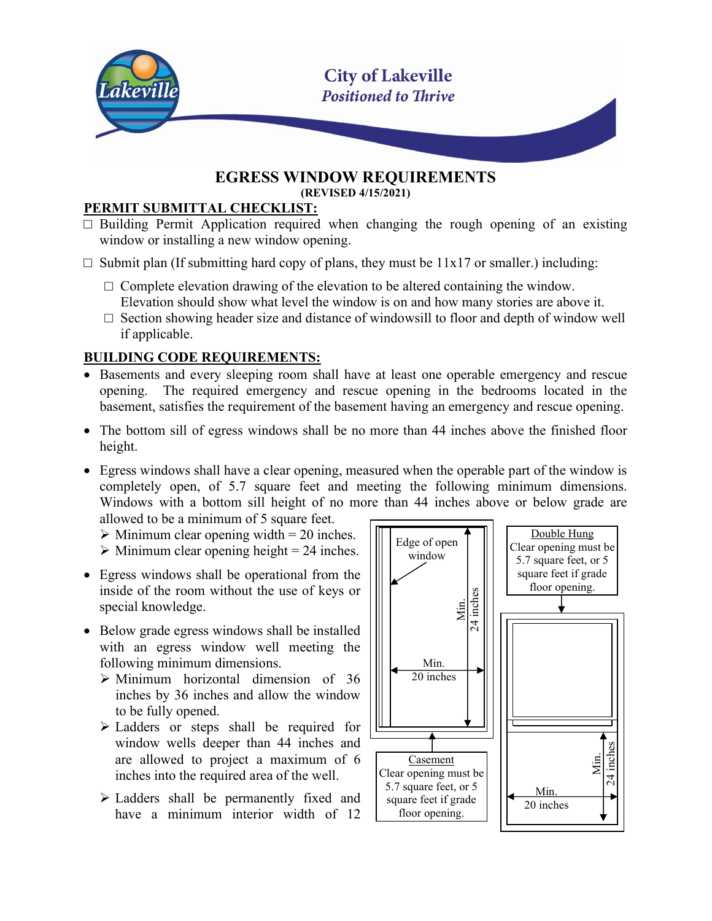City of Lakeville
*Positioned to Thrive*

# EGRESS WINDOW REQUIREMENTS

**(REVISED 4/15/2021)**

## PERMIT SUBMITTAL CHECKLIST:

- ☐ Building Permit Application required when changing the rough opening of an existing window or installing a new window opening.
- ☐ Submit plan (If submitting hard copy of plans, they must be 11x17 or smaller.) including:
  - ☐ Complete elevation drawing of the elevation to be altered containing the window. Elevation should show what level the window is on and how many stories are above it.
  - ☐ Section showing header size and distance of windowsill to floor and depth of window well if applicable.

## BUILDING CODE REQUIREMENTS:

- Basements and every sleeping room shall have at least one operable emergency and rescue opening. The required emergency and rescue opening in the bedrooms located in the basement, satisfies the requirement of the basement having an emergency and rescue opening.
- The bottom sill of egress windows shall be no more than 44 inches above the finished floor height.
- Egress windows shall have a clear opening, measured when the operable part of the window is completely open, of 5.7 square feet and meeting the following minimum dimensions. Windows with a bottom sill height of no more than 44 inches above or below grade are allowed to be a minimum of 5 square feet.
  - ➢ Minimum clear opening width = 20 inches.
  - ➢ Minimum clear opening height = 24 inches.
- Egress windows shall be operational from the inside of the room without the use of keys or special knowledge.
- Below grade egress windows shall be installed with an egress window well meeting the following minimum dimensions.
  - ➢ Minimum horizontal dimension of 36 inches by 36 inches and allow the window to be fully opened.
  - ➢ Ladders or steps shall be required for window wells deeper than 44 inches and are allowed to project a maximum of 6 inches into the required area of the well.
  - ➢ Ladders shall be permanently fixed and have a minimum interior width of 12

Edge of open window

Min. 24 inches

Min. 20 inches

Casement
Clear opening must be 5.7 square feet, or 5 square feet if grade floor opening.

Double Hung
Clear opening must be 5.7 square feet, or 5 square feet if grade floor opening.

Min. 24 inches

Min. 20 inches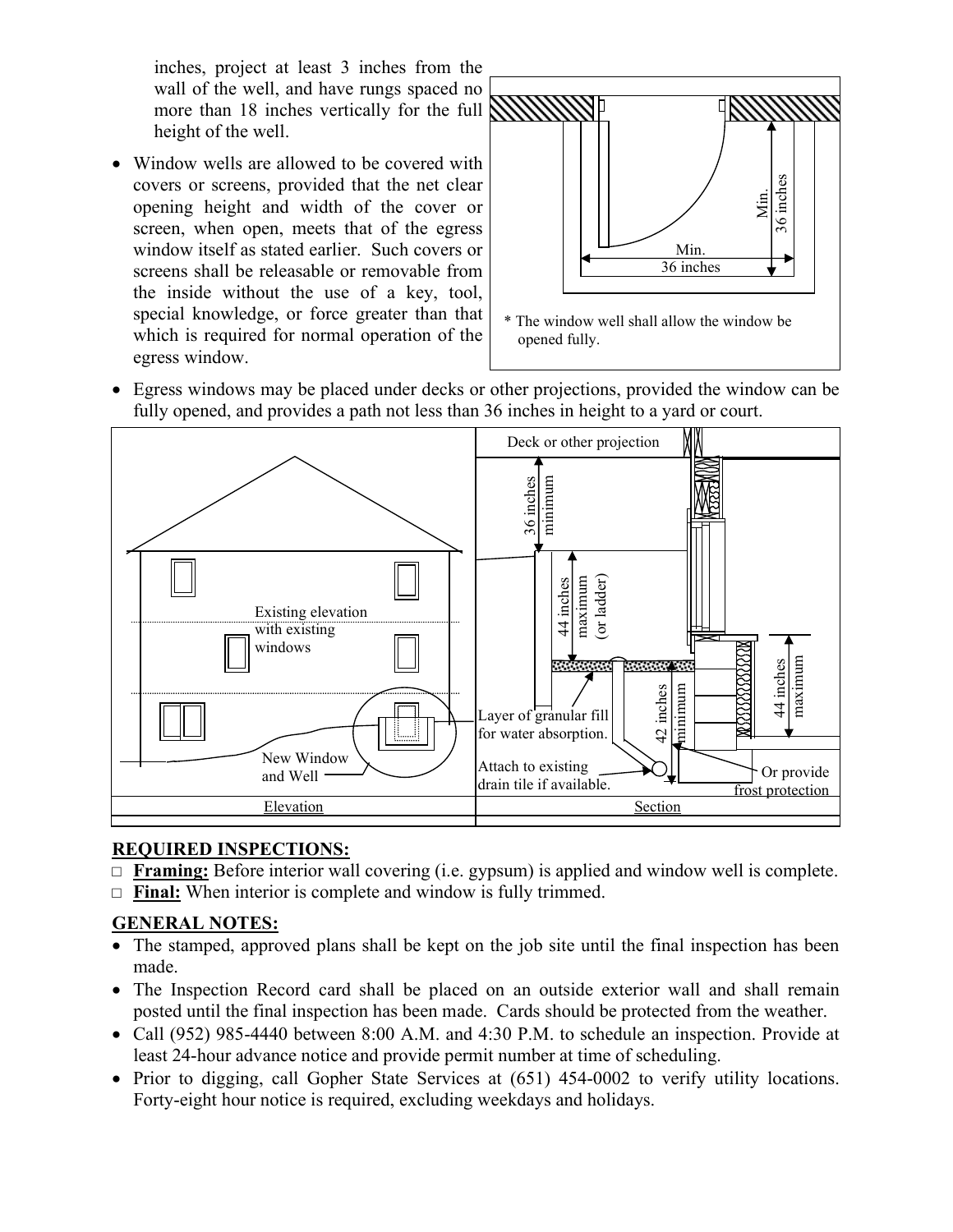inches, project at least 3 inches from the wall of the well, and have rungs spaced no more than 18 inches vertically for the full height of the well.

- Window wells are allowed to be covered with covers or screens, provided that the net clear opening height and width of the cover or screen, when open, meets that of the egress window itself as stated earlier. Such covers or screens shall be releasable or removable from the inside without the use of a key, tool, special knowledge, or force greater than that which is required for normal operation of the egress window.

Min. 36 inches

Min. 36 inches

* The window well shall allow the window be opened fully.

- Egress windows may be placed under decks or other projections, provided the window can be fully opened, and provides a path not less than 36 inches in height to a yard or court.

Existing elevation with existing windows

New Window and Well

Elevation

Deck or other projection

36 inches minimum

44 inches maximum (or ladder)

Layer of granular fill for water absorption.

Attach to existing drain tile if available.

42 inches minimum

44 inches maximum

Or provide frost protection

Section

## REQUIRED INSPECTIONS:

- □ **Framing:** Before interior wall covering (i.e. gypsum) is applied and window well is complete.
- □ **Final:** When interior is complete and window is fully trimmed.

## GENERAL NOTES:

- The stamped, approved plans shall be kept on the job site until the final inspection has been made.
- The Inspection Record card shall be placed on an outside exterior wall and shall remain posted until the final inspection has been made. Cards should be protected from the weather.
- Call (952) 985-4440 between 8:00 A.M. and 4:30 P.M. to schedule an inspection. Provide at least 24-hour advance notice and provide permit number at time of scheduling.
- Prior to digging, call Gopher State Services at (651) 454-0002 to verify utility locations. Forty-eight hour notice is required, excluding weekdays and holidays.